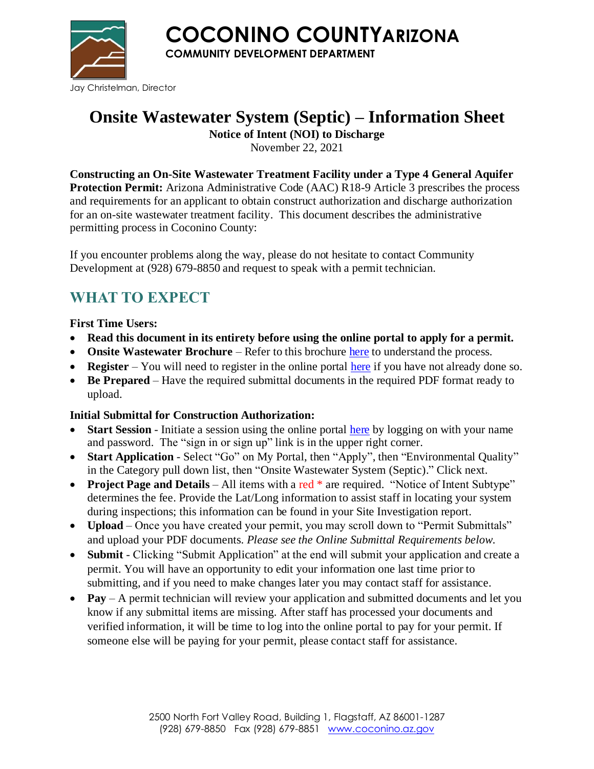# COCONINO COUNTY ARIZONA

**COMMUNITY DEVELOPMENT DEPARTMENT**

Jay Christelman, Director

# Onsite Wastewater System (Septic) – Information Sheet

**Notice of Intent (NOI) to Discharge**

November 22, 2021

**Constructing an On-Site Wastewater Treatment Facility under a Type 4 General Aquifer Protection Permit:** Arizona Administrative Code (AAC) R18-9 Article 3 prescribes the process and requirements for an applicant to obtain construct authorization and discharge authorization for an on-site wastewater treatment facility. This document describes the administrative permitting process in Coconino County:

If you encounter problems along the way, please do not hesitate to contact Community Development at (928) 679-8850 and request to speak with a permit technician.

## WHAT TO EXPECT

**First Time Users:**

- **Read this document in its entirety before using the online portal to apply for a permit.**
- **Onsite Wastewater Brochure** – Refer to this brochure here to understand the process.
- **Register** – You will need to register in the online portal here if you have not already done so.
- **Be Prepared** – Have the required submittal documents in the required PDF format ready to upload.

**Initial Submittal for Construction Authorization:**

- **Start Session** - Initiate a session using the online portal here by logging on with your name and password. The "sign in or sign up" link is in the upper right corner.
- **Start Application** - Select "Go" on My Portal, then "Apply", then "Environmental Quality" in the Category pull down list, then "Onsite Wastewater System (Septic)." Click next.
- **Project Page and Details** – All items with a red * are required. "Notice of Intent Subtype" determines the fee. Provide the Lat/Long information to assist staff in locating your system during inspections; this information can be found in your Site Investigation report.
- **Upload** – Once you have created your permit, you may scroll down to "Permit Submittals" and upload your PDF documents. *Please see the Online Submittal Requirements below.*
- **Submit** - Clicking "Submit Application" at the end will submit your application and create a permit. You will have an opportunity to edit your information one last time prior to submitting, and if you need to make changes later you may contact staff for assistance.
- **Pay** – A permit technician will review your application and submitted documents and let you know if any submittal items are missing. After staff has processed your documents and verified information, it will be time to log into the online portal to pay for your permit. If someone else will be paying for your permit, please contact staff for assistance.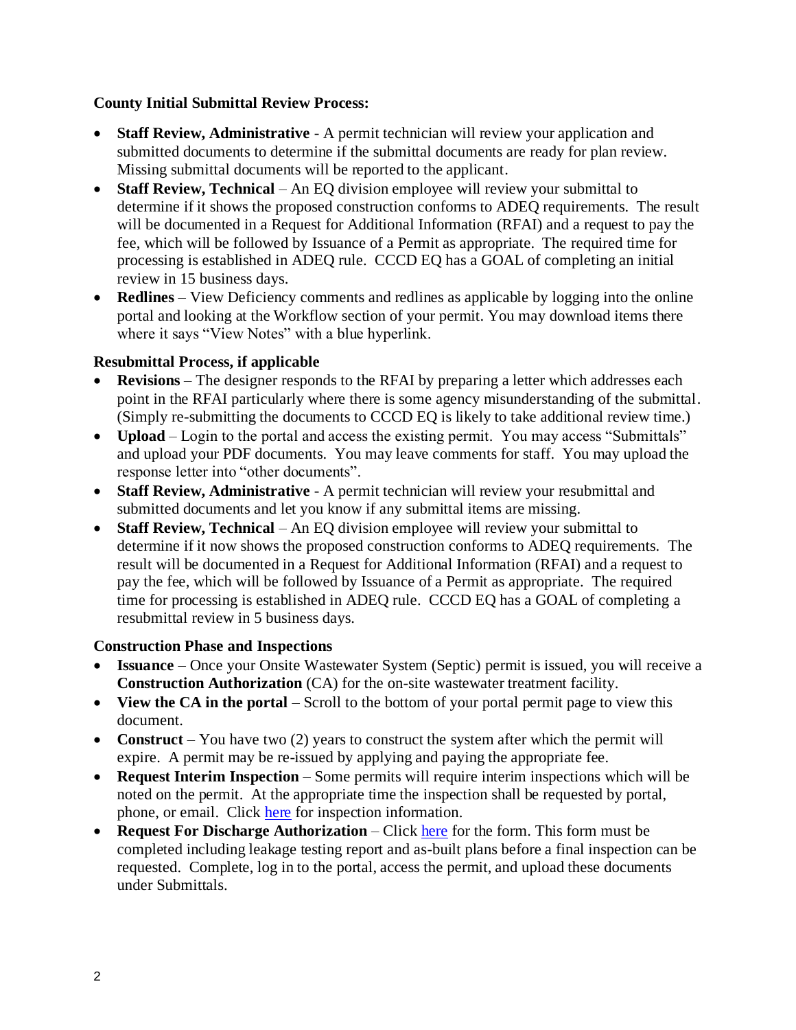**County Initial Submittal Review Process:**

- **Staff Review, Administrative** - A permit technician will review your application and submitted documents to determine if the submittal documents are ready for plan review. Missing submittal documents will be reported to the applicant.
- **Staff Review, Technical** – An EQ division employee will review your submittal to determine if it shows the proposed construction conforms to ADEQ requirements. The result will be documented in a Request for Additional Information (RFAI) and a request to pay the fee, which will be followed by Issuance of a Permit as appropriate. The required time for processing is established in ADEQ rule. CCCD EQ has a GOAL of completing an initial review in 15 business days.
- **Redlines** – View Deficiency comments and redlines as applicable by logging into the online portal and looking at the Workflow section of your permit. You may download items there where it says "View Notes" with a blue hyperlink.

**Resubmittal Process, if applicable**

- **Revisions** – The designer responds to the RFAI by preparing a letter which addresses each point in the RFAI particularly where there is some agency misunderstanding of the submittal. (Simply re-submitting the documents to CCCD EQ is likely to take additional review time.)
- **Upload** – Login to the portal and access the existing permit. You may access "Submittals" and upload your PDF documents. You may leave comments for staff. You may upload the response letter into "other documents".
- **Staff Review, Administrative** - A permit technician will review your resubmittal and submitted documents and let you know if any submittal items are missing.
- **Staff Review, Technical** – An EQ division employee will review your submittal to determine if it now shows the proposed construction conforms to ADEQ requirements. The result will be documented in a Request for Additional Information (RFAI) and a request to pay the fee, which will be followed by Issuance of a Permit as appropriate. The required time for processing is established in ADEQ rule. CCCD EQ has a GOAL of completing a resubmittal review in 5 business days.

**Construction Phase and Inspections**

- **Issuance** – Once your Onsite Wastewater System (Septic) permit is issued, you will receive a **Construction Authorization** (CA) for the on-site wastewater treatment facility.
- **View the CA in the portal** – Scroll to the bottom of your portal permit page to view this document.
- **Construct** – You have two (2) years to construct the system after which the permit will expire. A permit may be re-issued by applying and paying the appropriate fee.
- **Request Interim Inspection** – Some permits will require interim inspections which will be noted on the permit. At the appropriate time the inspection shall be requested by portal, phone, or email. Click here for inspection information.
- **Request For Discharge Authorization** – Click here for the form. This form must be completed including leakage testing report and as-built plans before a final inspection can be requested. Complete, log in to the portal, access the permit, and upload these documents under Submittals.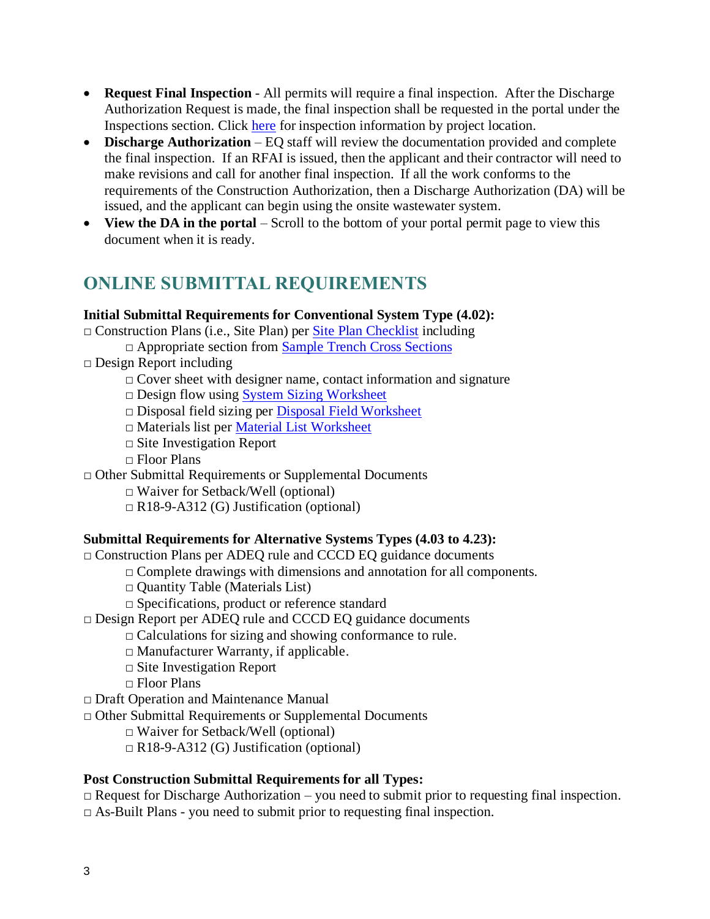- **Request Final Inspection** - All permits will require a final inspection. After the Discharge Authorization Request is made, the final inspection shall be requested in the portal under the Inspections section. Click here for inspection information by project location.
- **Discharge Authorization** – EQ staff will review the documentation provided and complete the final inspection. If an RFAI is issued, then the applicant and their contractor will need to make revisions and call for another final inspection. If all the work conforms to the requirements of the Construction Authorization, then a Discharge Authorization (DA) will be issued, and the applicant can begin using the onsite wastewater system.
- **View the DA in the portal** – Scroll to the bottom of your portal permit page to view this document when it is ready.

## ONLINE SUBMITTAL REQUIREMENTS

**Initial Submittal Requirements for Conventional System Type (4.02):**

□ Construction Plans (i.e., Site Plan) per Site Plan Checklist including
- □ Appropriate section from Sample Trench Cross Sections

□ Design Report including
- □ Cover sheet with designer name, contact information and signature
- □ Design flow using System Sizing Worksheet
- □ Disposal field sizing per Disposal Field Worksheet
- □ Materials list per Material List Worksheet
- □ Site Investigation Report
- □ Floor Plans

□ Other Submittal Requirements or Supplemental Documents
- □ Waiver for Setback/Well (optional)
- □ R18-9-A312 (G) Justification (optional)

**Submittal Requirements for Alternative Systems Types (4.03 to 4.23):**

□ Construction Plans per ADEQ rule and CCCD EQ guidance documents
- □ Complete drawings with dimensions and annotation for all components.
- □ Quantity Table (Materials List)
- □ Specifications, product or reference standard

□ Design Report per ADEQ rule and CCCD EQ guidance documents
- □ Calculations for sizing and showing conformance to rule.
- □ Manufacturer Warranty, if applicable.
- □ Site Investigation Report
- □ Floor Plans

□ Draft Operation and Maintenance Manual

□ Other Submittal Requirements or Supplemental Documents
- □ Waiver for Setback/Well (optional)
- □ R18-9-A312 (G) Justification (optional)

**Post Construction Submittal Requirements for all Types:**

□ Request for Discharge Authorization – you need to submit prior to requesting final inspection.

□ As-Built Plans - you need to submit prior to requesting final inspection.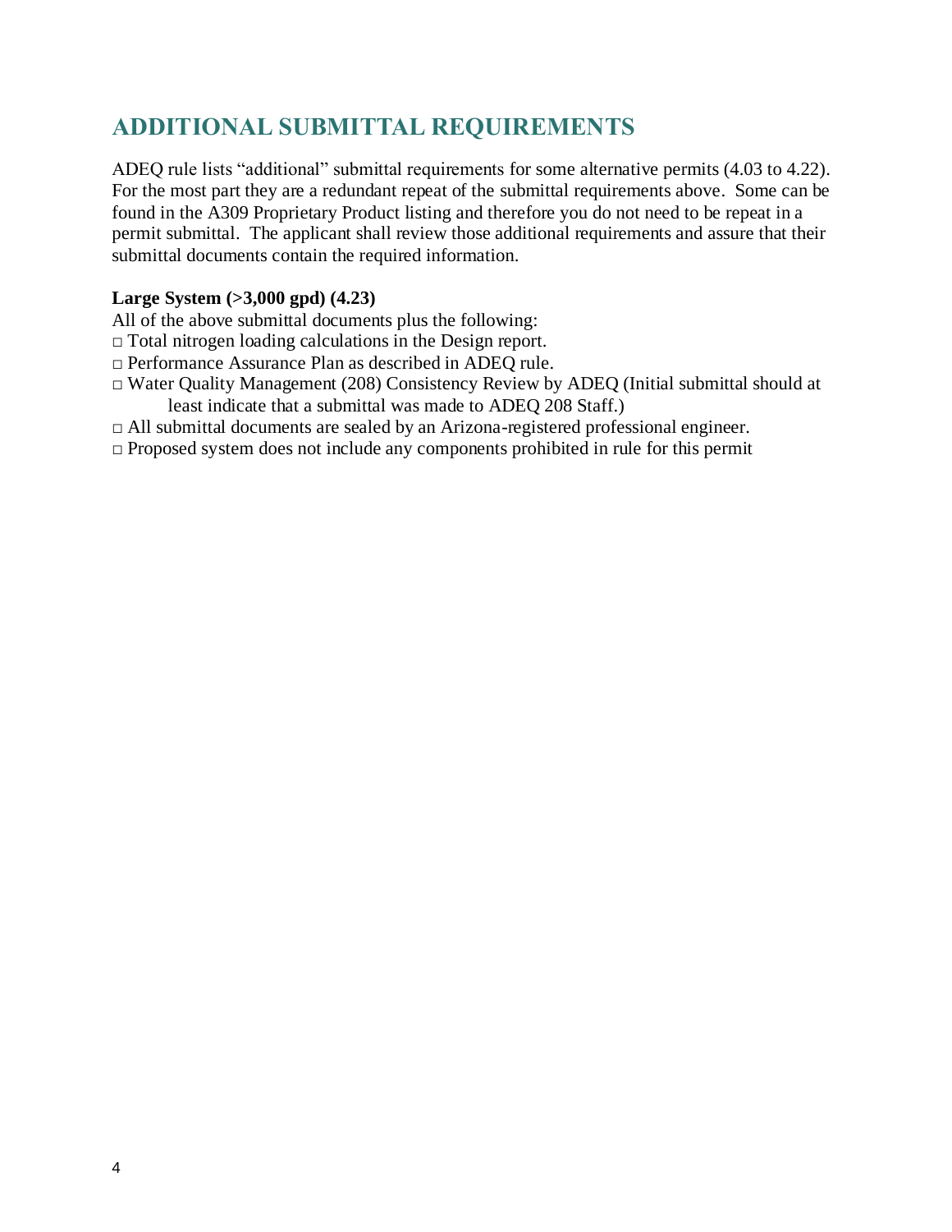## ADDITIONAL SUBMITTAL REQUIREMENTS

ADEQ rule lists "additional" submittal requirements for some alternative permits (4.03 to 4.22). For the most part they are a redundant repeat of the submittal requirements above. Some can be found in the A309 Proprietary Product listing and therefore you do not need to be repeat in a permit submittal. The applicant shall review those additional requirements and assure that their submittal documents contain the required information.

**Large System (>3,000 gpd) (4.23)**

All of the above submittal documents plus the following:

□ Total nitrogen loading calculations in the Design report.

□ Performance Assurance Plan as described in ADEQ rule.

□ Water Quality Management (208) Consistency Review by ADEQ (Initial submittal should at least indicate that a submittal was made to ADEQ 208 Staff.)

□ All submittal documents are sealed by an Arizona-registered professional engineer.

□ Proposed system does not include any components prohibited in rule for this permit